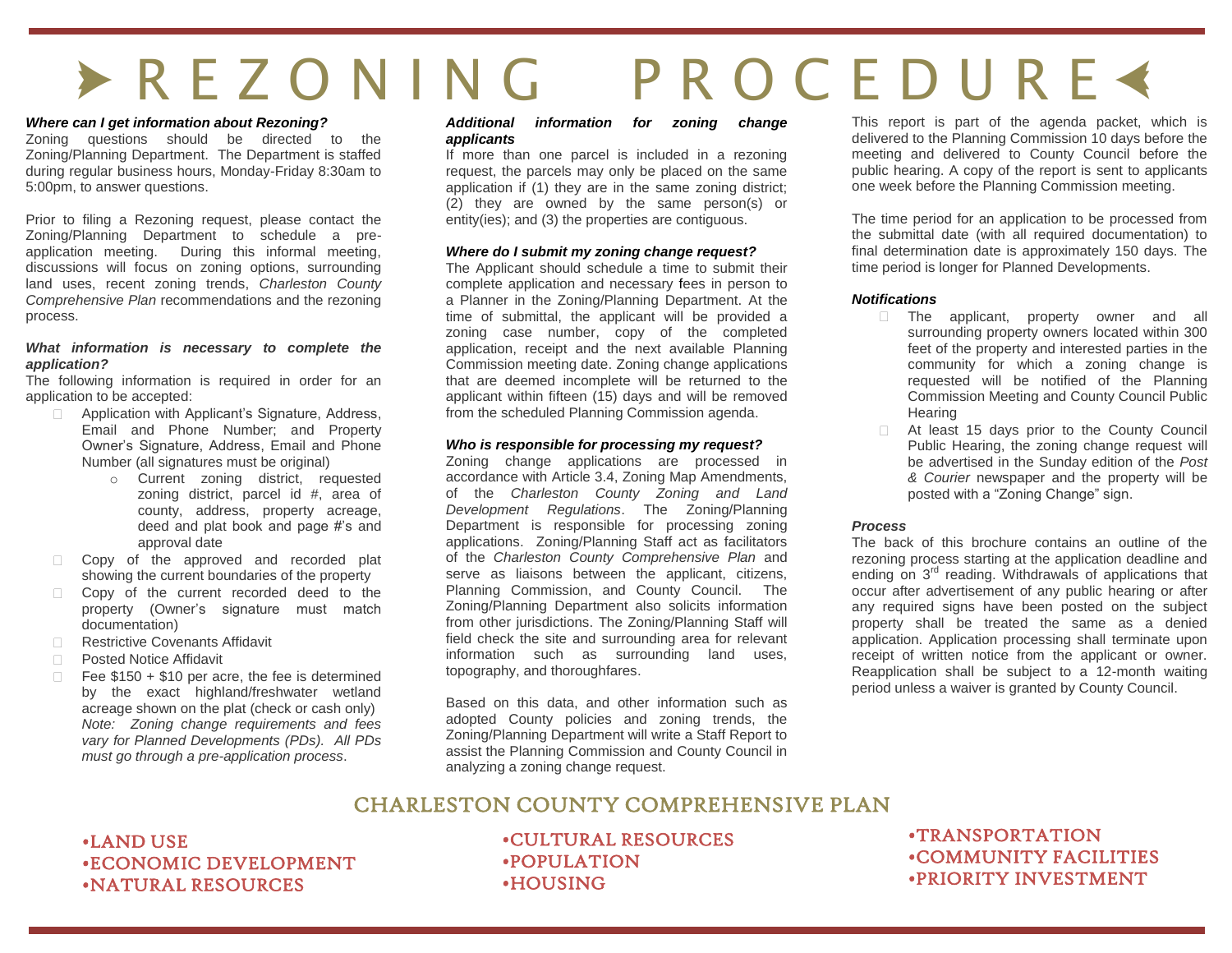# ➤ REZONING PROCEDURE ◄

***Where can I get information about Rezoning?***

Zoning questions should be directed to the Zoning/Planning Department. The Department is staffed during regular business hours, Monday-Friday 8:30am to 5:00pm, to answer questions.

Prior to filing a Rezoning request, please contact the Zoning/Planning Department to schedule a pre-application meeting. During this informal meeting, discussions will focus on zoning options, surrounding land uses, recent zoning trends, *Charleston County Comprehensive Plan* recommendations and the rezoning process.

***What information is necessary to complete the application?***

The following information is required in order for an application to be accepted:

- Application with Applicant's Signature, Address, Email and Phone Number; and Property Owner's Signature, Address, Email and Phone Number (all signatures must be original)
  - Current zoning district, requested zoning district, parcel id #, area of county, address, property acreage, deed and plat book and page #'s and approval date
- Copy of the approved and recorded plat showing the current boundaries of the property
- Copy of the current recorded deed to the property (Owner's signature must match documentation)
- Restrictive Covenants Affidavit
- Posted Notice Affidavit
- Fee $150 + $10 per acre, the fee is determined by the exact highland/freshwater wetland acreage shown on the plat (check or cash only) *Note: Zoning change requirements and fees vary for Planned Developments (PDs). All PDs must go through a pre-application process*.

***Additional information for zoning change applicants***

If more than one parcel is included in a rezoning request, the parcels may only be placed on the same application if (1) they are in the same zoning district; (2) they are owned by the same person(s) or entity(ies); and (3) the properties are contiguous.

***Where do I submit my zoning change request?***

The Applicant should schedule a time to submit their complete application and necessary fees in person to a Planner in the Zoning/Planning Department. At the time of submittal, the applicant will be provided a zoning case number, copy of the completed application, receipt and the next available Planning Commission meeting date. Zoning change applications that are deemed incomplete will be returned to the applicant within fifteen (15) days and will be removed from the scheduled Planning Commission agenda.

***Who is responsible for processing my request?***

Zoning change applications are processed in accordance with Article 3.4, Zoning Map Amendments, of the *Charleston County Zoning and Land Development Regulations*. The Zoning/Planning Department is responsible for processing zoning applications. Zoning/Planning Staff act as facilitators of the *Charleston County Comprehensive Plan* and serve as liaisons between the applicant, citizens, Planning Commission, and County Council. The Zoning/Planning Department also solicits information from other jurisdictions. The Zoning/Planning Staff will field check the site and surrounding area for relevant information such as surrounding land uses, topography, and thoroughfares.

Based on this data, and other information such as adopted County policies and zoning trends, the Zoning/Planning Department will write a Staff Report to assist the Planning Commission and County Council in analyzing a zoning change request.

This report is part of the agenda packet, which is delivered to the Planning Commission 10 days before the meeting and delivered to County Council before the public hearing. A copy of the report is sent to applicants one week before the Planning Commission meeting.

The time period for an application to be processed from the submittal date (with all required documentation) to final determination date is approximately 150 days. The time period is longer for Planned Developments.

***Notifications***

- The applicant, property owner and all surrounding property owners located within 300 feet of the property and interested parties in the community for which a zoning change is requested will be notified of the Planning Commission Meeting and County Council Public Hearing
- At least 15 days prior to the County Council Public Hearing, the zoning change request will be advertised in the Sunday edition of the *Post & Courier* newspaper and the property will be posted with a "Zoning Change" sign.

***Process***

The back of this brochure contains an outline of the rezoning process starting at the application deadline and ending on 3rd reading. Withdrawals of applications that occur after advertisement of any public hearing or after any required signs have been posted on the subject property shall be treated the same as a denied application. Application processing shall terminate upon receipt of written notice from the applicant or owner. Reapplication shall be subject to a 12-month waiting period unless a waiver is granted by County Council.

## CHARLESTON COUNTY COMPREHENSIVE PLAN

- LAND USE
- ECONOMIC DEVELOPMENT
- NATURAL RESOURCES
- CULTURAL RESOURCES
- POPULATION
- HOUSING
- TRANSPORTATION
- COMMUNITY FACILITIES
- PRIORITY INVESTMENT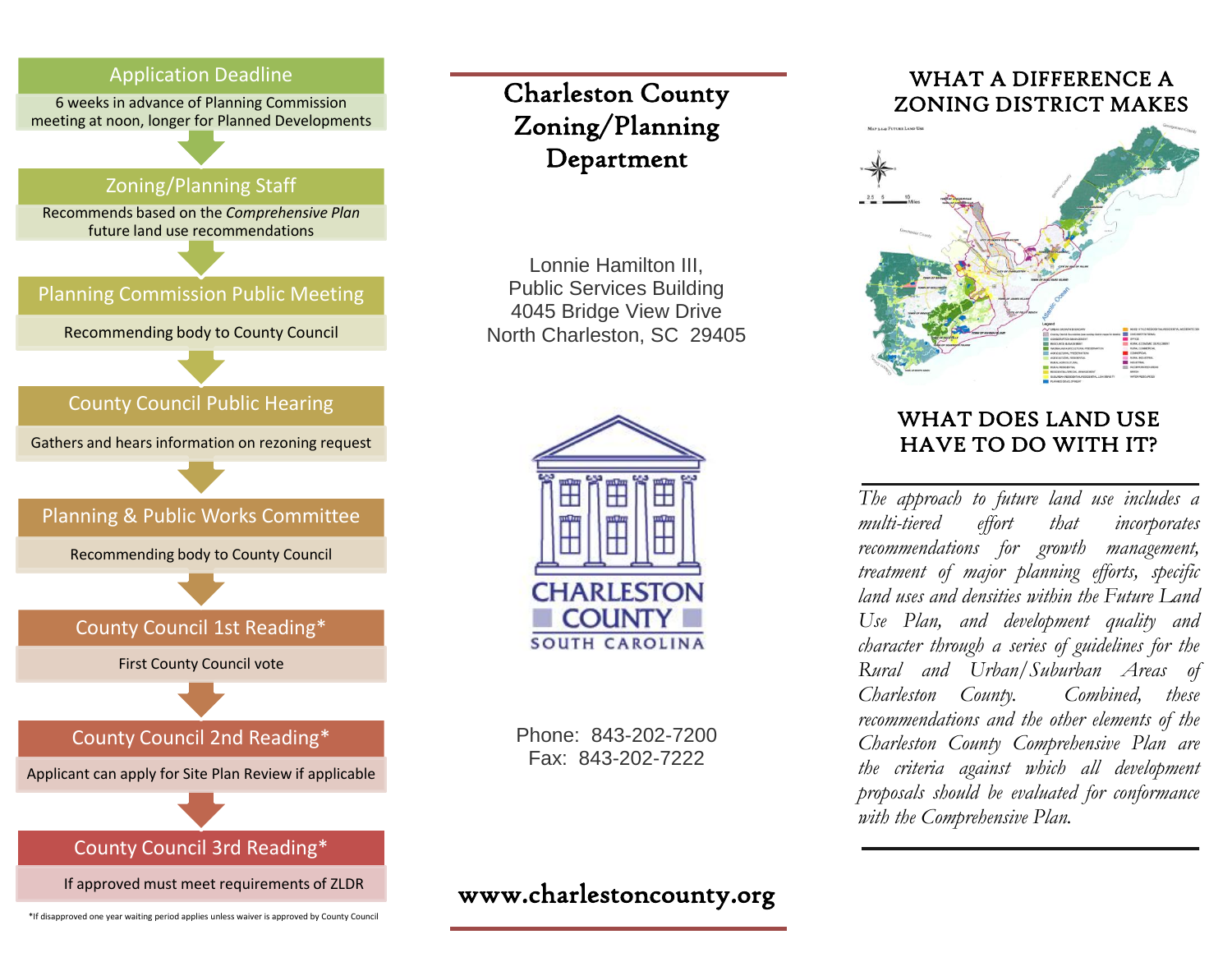### Application Deadline

6 weeks in advance of Planning Commission meeting at noon, longer for Planned Developments

### Zoning/Planning Staff

Recommends based on the *Comprehensive Plan* future land use recommendations

### Planning Commission Public Meeting

Recommending body to County Council

### County Council Public Hearing

Gathers and hears information on rezoning request

### Planning & Public Works Committee

Recommending body to County Council

### County Council 1st Reading*

First County Council vote

### County Council 2nd Reading*

Applicant can apply for Site Plan Review if applicable

### County Council 3rd Reading*

If approved must meet requirements of ZLDR

*If disapproved one year waiting period applies unless waiver is approved by County Council

# Charleston County Zoning/Planning Department

Lonnie Hamilton III,
Public Services Building
4045 Bridge View Drive
North Charleston, SC 29405

CHARLESTON COUNTY
SOUTH CAROLINA

Phone: 843-202-7200
Fax: 843-202-7222

www.charlestoncounty.org

## WHAT A DIFFERENCE A ZONING DISTRICT MAKES

## WHAT DOES LAND USE HAVE TO DO WITH IT?

*The approach to future land use includes a multi-tiered effort that incorporates recommendations for growth management, treatment of major planning efforts, specific land uses and densities within the Future Land Use Plan, and development quality and character through a series of guidelines for the Rural and Urban/Suburban Areas of Charleston County. Combined, these recommendations and the other elements of the Charleston County Comprehensive Plan are the criteria against which all development proposals should be evaluated for conformance with the Comprehensive Plan.*